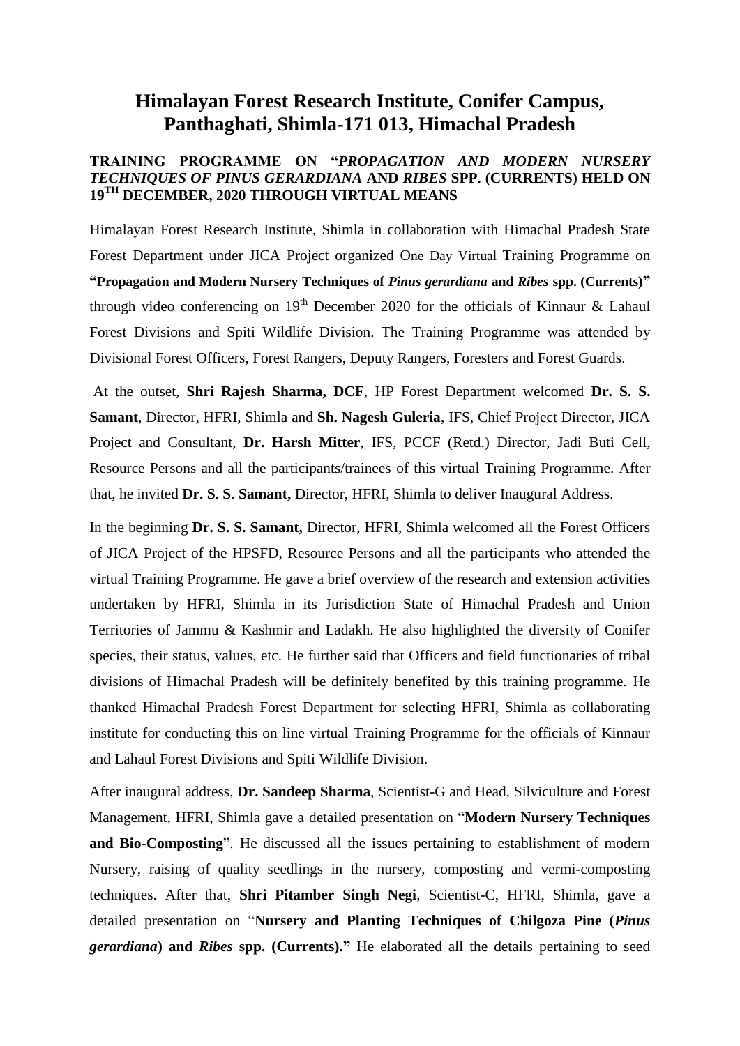# Himalayan Forest Research Institute, Conifer Campus, Panthaghati, Shimla-171 013, Himachal Pradesh

**TRAINING PROGRAMME ON "*PROPAGATION AND MODERN NURSERY TECHNIQUES OF PINUS GERARDIANA* AND *RIBES* SPP. (CURRENTS) HELD ON 19TH DECEMBER, 2020 THROUGH VIRTUAL MEANS**

Himalayan Forest Research Institute, Shimla in collaboration with Himachal Pradesh State Forest Department under JICA Project organized One Day Virtual Training Programme on **"Propagation and Modern Nursery Techniques of *Pinus gerardiana* and *Ribes* spp. (Currents)"** through video conferencing on 19th December 2020 for the officials of Kinnaur & Lahaul Forest Divisions and Spiti Wildlife Division. The Training Programme was attended by Divisional Forest Officers, Forest Rangers, Deputy Rangers, Foresters and Forest Guards.

At the outset, **Shri Rajesh Sharma, DCF**, HP Forest Department welcomed **Dr. S. S. Samant**, Director, HFRI, Shimla and **Sh. Nagesh Guleria**, IFS, Chief Project Director, JICA Project and Consultant, **Dr. Harsh Mitter**, IFS, PCCF (Retd.) Director, Jadi Buti Cell, Resource Persons and all the participants/trainees of this virtual Training Programme. After that, he invited **Dr. S. S. Samant,** Director, HFRI, Shimla to deliver Inaugural Address.

In the beginning **Dr. S. S. Samant,** Director, HFRI, Shimla welcomed all the Forest Officers of JICA Project of the HPSFD, Resource Persons and all the participants who attended the virtual Training Programme. He gave a brief overview of the research and extension activities undertaken by HFRI, Shimla in its Jurisdiction State of Himachal Pradesh and Union Territories of Jammu & Kashmir and Ladakh. He also highlighted the diversity of Conifer species, their status, values, etc. He further said that Officers and field functionaries of tribal divisions of Himachal Pradesh will be definitely benefited by this training programme. He thanked Himachal Pradesh Forest Department for selecting HFRI, Shimla as collaborating institute for conducting this on line virtual Training Programme for the officials of Kinnaur and Lahaul Forest Divisions and Spiti Wildlife Division.

After inaugural address, **Dr. Sandeep Sharma**, Scientist-G and Head, Silviculture and Forest Management, HFRI, Shimla gave a detailed presentation on "**Modern Nursery Techniques and Bio-Composting**". He discussed all the issues pertaining to establishment of modern Nursery, raising of quality seedlings in the nursery, composting and vermi-composting techniques. After that, **Shri Pitamber Singh Negi**, Scientist-C, HFRI, Shimla, gave a detailed presentation on "**Nursery and Planting Techniques of Chilgoza Pine (*Pinus gerardiana*) and *Ribes* spp. (Currents).**" He elaborated all the details pertaining to seed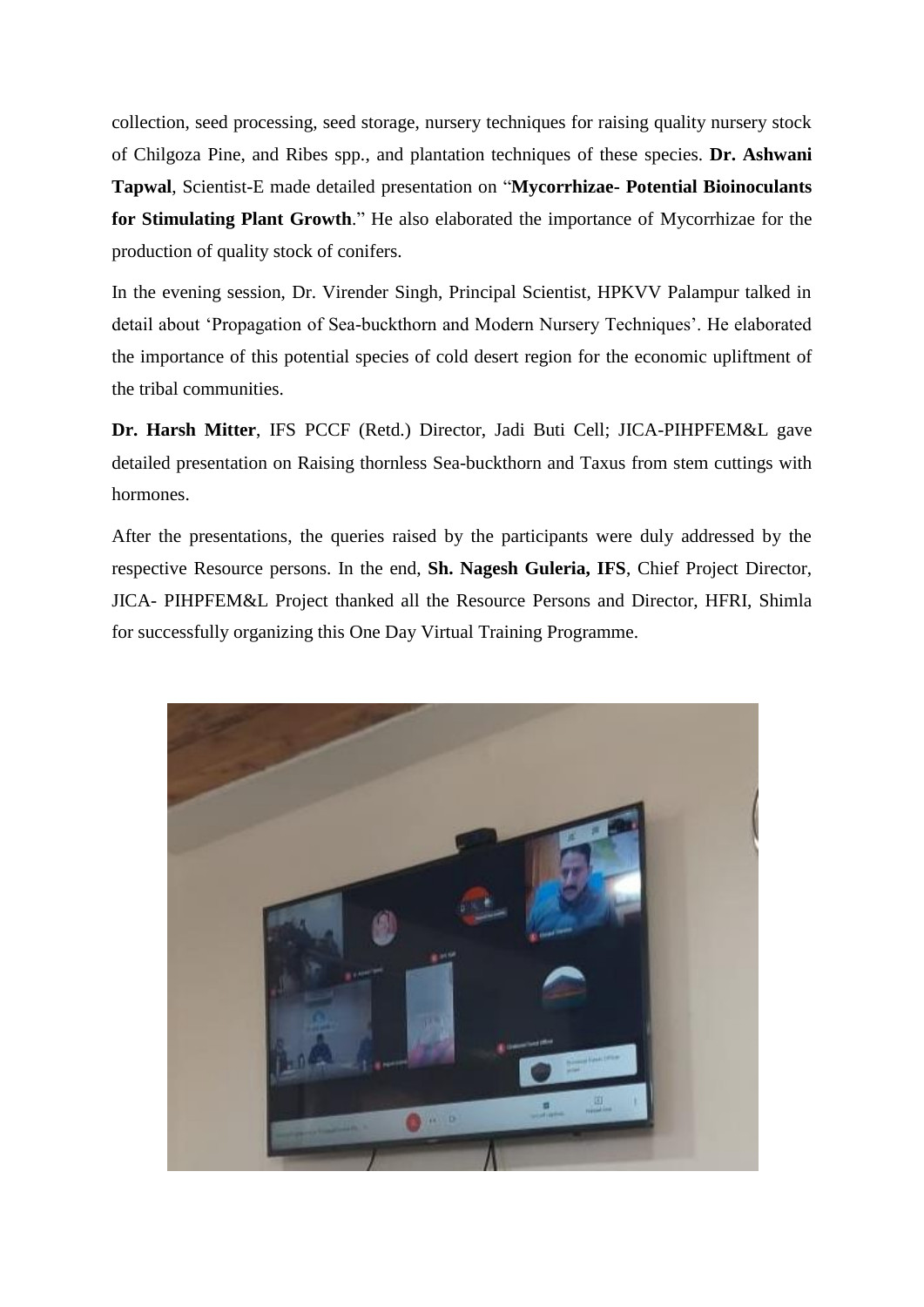collection, seed processing, seed storage, nursery techniques for raising quality nursery stock of Chilgoza Pine, and Ribes spp., and plantation techniques of these species. **Dr. Ashwani Tapwal**, Scientist-E made detailed presentation on "**Mycorrhizae- Potential Bioinoculants for Stimulating Plant Growth**." He also elaborated the importance of Mycorrhizae for the production of quality stock of conifers.

In the evening session, Dr. Virender Singh, Principal Scientist, HPKVV Palampur talked in detail about 'Propagation of Sea-buckthorn and Modern Nursery Techniques'. He elaborated the importance of this potential species of cold desert region for the economic upliftment of the tribal communities.

**Dr. Harsh Mitter**, IFS PCCF (Retd.) Director, Jadi Buti Cell; JICA-PIHPFEM&L gave detailed presentation on Raising thornless Sea-buckthorn and Taxus from stem cuttings with hormones.

After the presentations, the queries raised by the participants were duly addressed by the respective Resource persons. In the end, **Sh. Nagesh Guleria, IFS**, Chief Project Director, JICA- PIHPFEM&L Project thanked all the Resource Persons and Director, HFRI, Shimla for successfully organizing this One Day Virtual Training Programme.